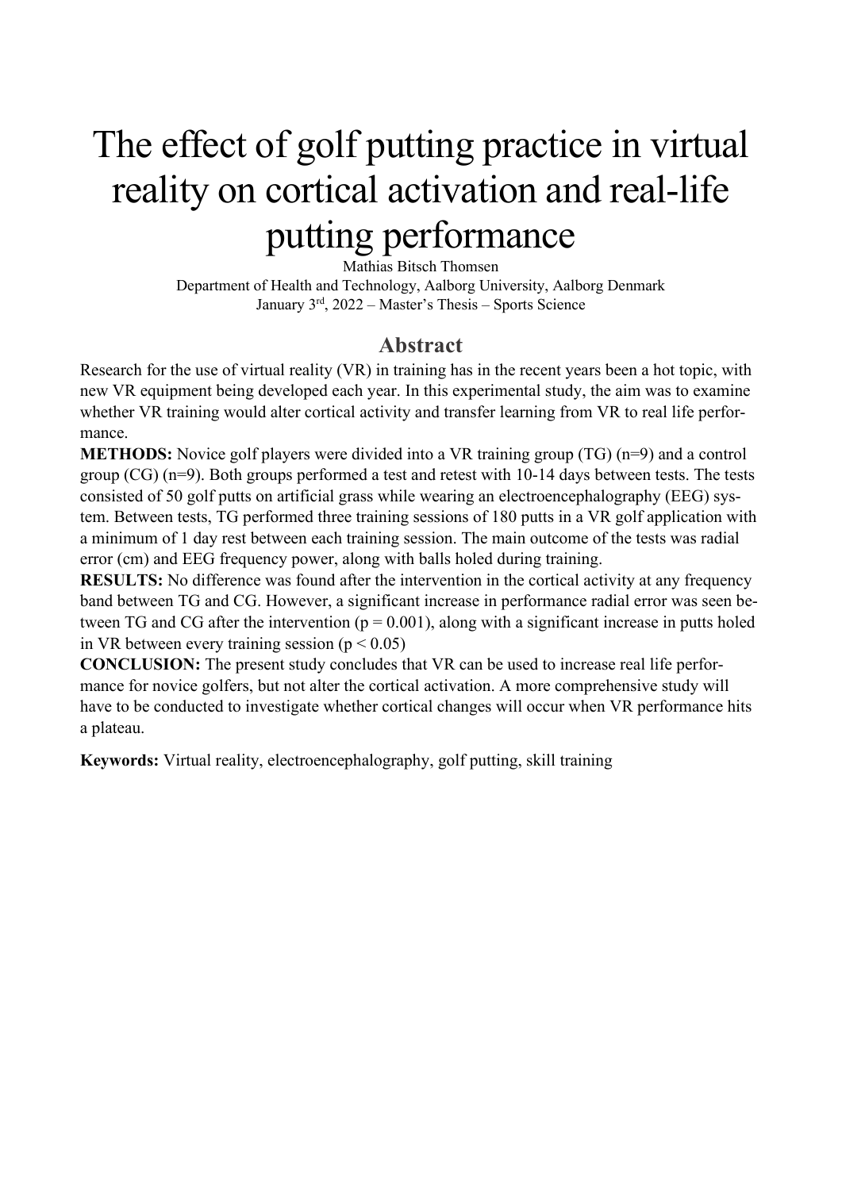# The effect of golf putting practice in virtual reality on cortical activation and real-life putting performance

Mathias Bitsch Thomsen

Department of Health and Technology, Aalborg University, Aalborg Denmark

January 3rd, 2022 – Master's Thesis – Sports Science

## Abstract

Research for the use of virtual reality (VR) in training has in the recent years been a hot topic, with new VR equipment being developed each year. In this experimental study, the aim was to examine whether VR training would alter cortical activity and transfer learning from VR to real life performance.

**METHODS:** Novice golf players were divided into a VR training group (TG) (n=9) and a control group (CG) (n=9). Both groups performed a test and retest with 10-14 days between tests. The tests consisted of 50 golf putts on artificial grass while wearing an electroencephalography (EEG) system. Between tests, TG performed three training sessions of 180 putts in a VR golf application with a minimum of 1 day rest between each training session. The main outcome of the tests was radial error (cm) and EEG frequency power, along with balls holed during training.

**RESULTS:** No difference was found after the intervention in the cortical activity at any frequency band between TG and CG. However, a significant increase in performance radial error was seen between TG and CG after the intervention ($p = 0.001$), along with a significant increase in putts holed in VR between every training session ($p < 0.05$)

**CONCLUSION:** The present study concludes that VR can be used to increase real life performance for novice golfers, but not alter the cortical activation. A more comprehensive study will have to be conducted to investigate whether cortical changes will occur when VR performance hits a plateau.

**Keywords:** Virtual reality, electroencephalography, golf putting, skill training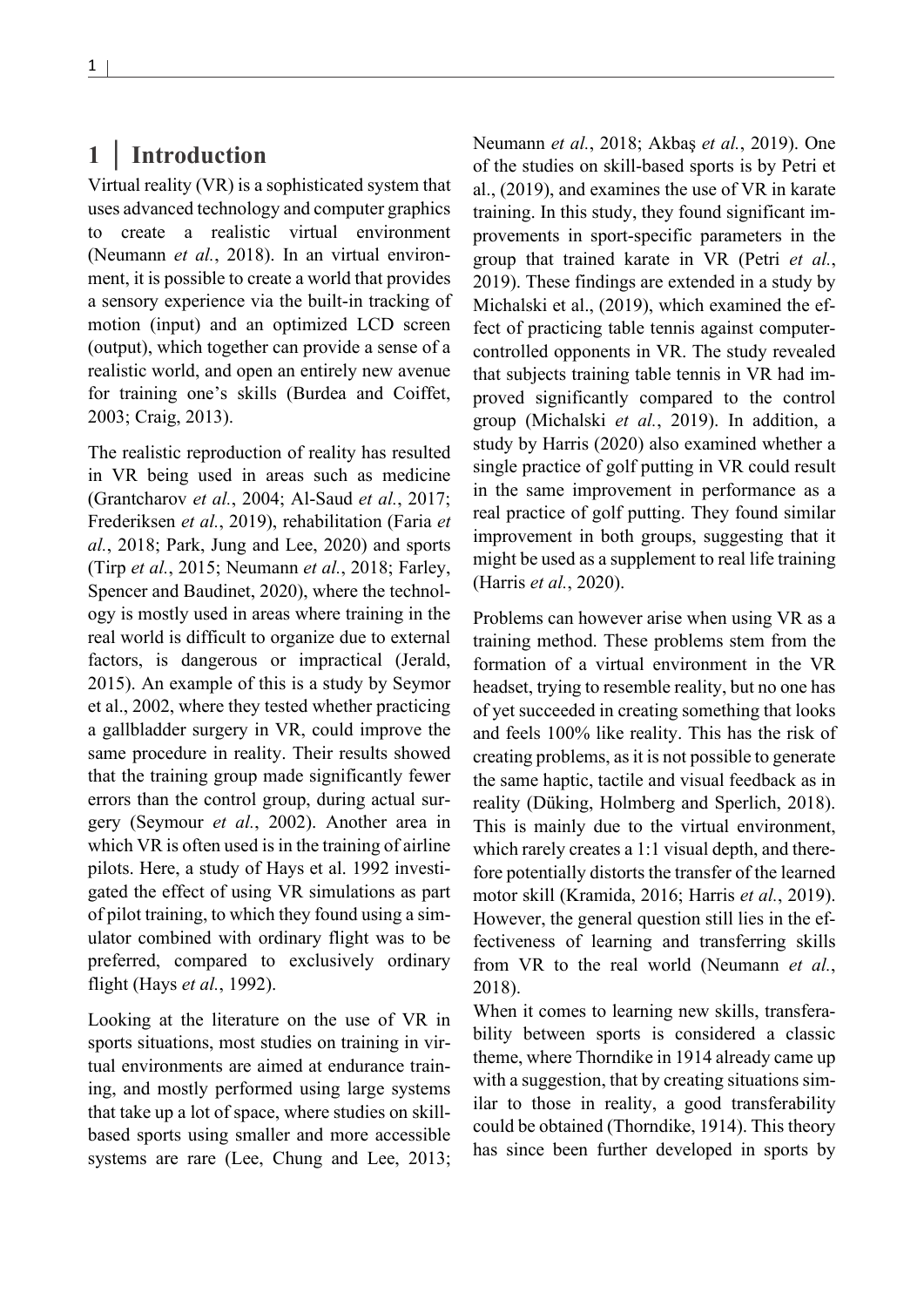# 1 | Introduction

Virtual reality (VR) is a sophisticated system that uses advanced technology and computer graphics to create a realistic virtual environment (Neumann *et al.*, 2018). In an virtual environment, it is possible to create a world that provides a sensory experience via the built-in tracking of motion (input) and an optimized LCD screen (output), which together can provide a sense of a realistic world, and open an entirely new avenue for training one's skills (Burdea and Coiffet, 2003; Craig, 2013).

The realistic reproduction of reality has resulted in VR being used in areas such as medicine (Grantcharov *et al.*, 2004; Al-Saud *et al.*, 2017; Frederiksen *et al.*, 2019), rehabilitation (Faria *et al.*, 2018; Park, Jung and Lee, 2020) and sports (Tirp *et al.*, 2015; Neumann *et al.*, 2018; Farley, Spencer and Baudinet, 2020), where the technology is mostly used in areas where training in the real world is difficult to organize due to external factors, is dangerous or impractical (Jerald, 2015). An example of this is a study by Seymor et al., 2002, where they tested whether practicing a gallbladder surgery in VR, could improve the same procedure in reality. Their results showed that the training group made significantly fewer errors than the control group, during actual surgery (Seymour *et al.*, 2002). Another area in which VR is often used is in the training of airline pilots. Here, a study of Hays et al. 1992 investigated the effect of using VR simulations as part of pilot training, to which they found using a simulator combined with ordinary flight was to be preferred, compared to exclusively ordinary flight (Hays *et al.*, 1992).

Looking at the literature on the use of VR in sports situations, most studies on training in virtual environments are aimed at endurance training, and mostly performed using large systems that take up a lot of space, where studies on skill-based sports using smaller and more accessible systems are rare (Lee, Chung and Lee, 2013; Neumann *et al.*, 2018; Akbaş *et al.*, 2019). One of the studies on skill-based sports is by Petri et al., (2019), and examines the use of VR in karate training. In this study, they found significant improvements in sport-specific parameters in the group that trained karate in VR (Petri *et al.*, 2019). These findings are extended in a study by Michalski et al., (2019), which examined the effect of practicing table tennis against computer-controlled opponents in VR. The study revealed that subjects training table tennis in VR had improved significantly compared to the control group (Michalski *et al.*, 2019). In addition, a study by Harris (2020) also examined whether a single practice of golf putting in VR could result in the same improvement in performance as a real practice of golf putting. They found similar improvement in both groups, suggesting that it might be used as a supplement to real life training (Harris *et al.*, 2020).

Problems can however arise when using VR as a training method. These problems stem from the formation of a virtual environment in the VR headset, trying to resemble reality, but no one has of yet succeeded in creating something that looks and feels 100% like reality. This has the risk of creating problems, as it is not possible to generate the same haptic, tactile and visual feedback as in reality (Düking, Holmberg and Sperlich, 2018). This is mainly due to the virtual environment, which rarely creates a 1:1 visual depth, and therefore potentially distorts the transfer of the learned motor skill (Kramida, 2016; Harris *et al.*, 2019). However, the general question still lies in the effectiveness of learning and transferring skills from VR to the real world (Neumann *et al.*, 2018).

When it comes to learning new skills, transferability between sports is considered a classic theme, where Thorndike in 1914 already came up with a suggestion, that by creating situations similar to those in reality, a good transferability could be obtained (Thorndike, 1914). This theory has since been further developed in sports by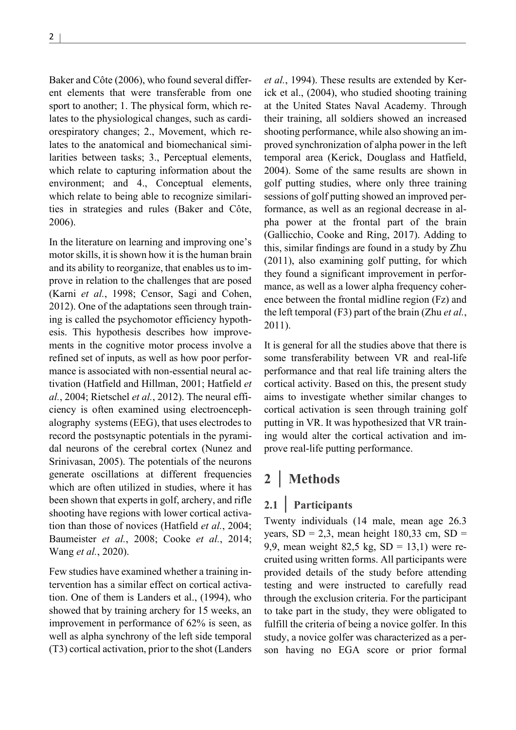Baker and Côte (2006), who found several different elements that were transferable from one sport to another; 1. The physical form, which relates to the physiological changes, such as cardiorespiratory changes; 2., Movement, which relates to the anatomical and biomechanical similarities between tasks; 3., Perceptual elements, which relate to capturing information about the environment; and 4., Conceptual elements, which relate to being able to recognize similarities in strategies and rules (Baker and Côte, 2006).

In the literature on learning and improving one's motor skills, it is shown how it is the human brain and its ability to reorganize, that enables us to improve in relation to the challenges that are posed (Karni *et al.*, 1998; Censor, Sagi and Cohen, 2012). One of the adaptations seen through training is called the psychomotor efficiency hypothesis. This hypothesis describes how improvements in the cognitive motor process involve a refined set of inputs, as well as how poor performance is associated with non-essential neural activation (Hatfield and Hillman, 2001; Hatfield *et al.*, 2004; Rietschel *et al.*, 2012). The neural efficiency is often examined using electroencephalography systems (EEG), that uses electrodes to record the postsynaptic potentials in the pyramidal neurons of the cerebral cortex (Nunez and Srinivasan, 2005). The potentials of the neurons generate oscillations at different frequencies which are often utilized in studies, where it has been shown that experts in golf, archery, and rifle shooting have regions with lower cortical activation than those of novices (Hatfield *et al.*, 2004; Baumeister *et al.*, 2008; Cooke *et al.*, 2014; Wang *et al.*, 2020).

Few studies have examined whether a training intervention has a similar effect on cortical activation. One of them is Landers et al., (1994), who showed that by training archery for 15 weeks, an improvement in performance of 62% is seen, as well as alpha synchrony of the left side temporal (T3) cortical activation, prior to the shot (Landers *et al.*, 1994). These results are extended by Kerick et al., (2004), who studied shooting training at the United States Naval Academy. Through their training, all soldiers showed an increased shooting performance, while also showing an improved synchronization of alpha power in the left temporal area (Kerick, Douglass and Hatfield, 2004). Some of the same results are shown in golf putting studies, where only three training sessions of golf putting showed an improved performance, as well as an regional decrease in alpha power at the frontal part of the brain (Gallicchio, Cooke and Ring, 2017). Adding to this, similar findings are found in a study by Zhu (2011), also examining golf putting, for which they found a significant improvement in performance, as well as a lower alpha frequency coherence between the frontal midline region (Fz) and the left temporal (F3) part of the brain (Zhu *et al.*, 2011).

It is general for all the studies above that there is some transferability between VR and real-life performance and that real life training alters the cortical activity. Based on this, the present study aims to investigate whether similar changes to cortical activation is seen through training golf putting in VR. It was hypothesized that VR training would alter the cortical activation and improve real-life putting performance.

# 2 | Methods

## 2.1 | Participants

Twenty individuals (14 male, mean age 26.3 years, SD = 2,3, mean height 180,33 cm, SD = 9,9, mean weight 82,5 kg, SD = 13,1) were recruited using written forms. All participants were provided details of the study before attending testing and were instructed to carefully read through the exclusion criteria. For the participant to take part in the study, they were obligated to fulfill the criteria of being a novice golfer. In this study, a novice golfer was characterized as a person having no EGA score or prior formal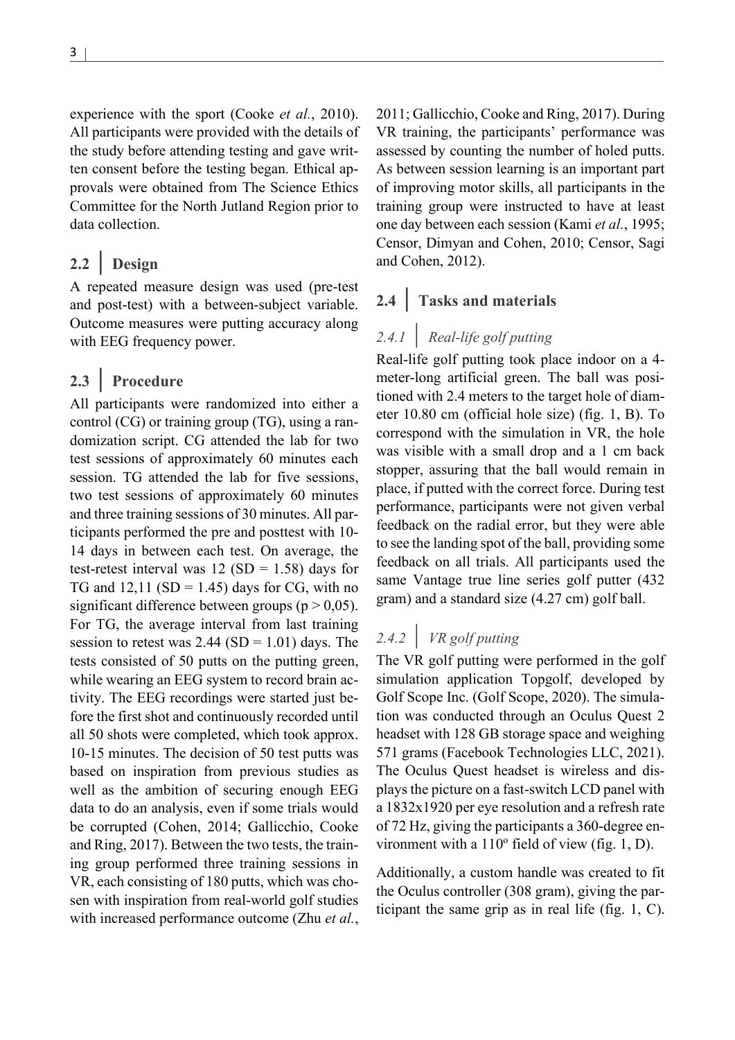experience with the sport (Cooke *et al.*, 2010). All participants were provided with the details of the study before attending testing and gave written consent before the testing began. Ethical approvals were obtained from The Science Ethics Committee for the North Jutland Region prior to data collection.

## 2.2 | Design

A repeated measure design was used (pre-test and post-test) with a between-subject variable. Outcome measures were putting accuracy along with EEG frequency power.

## 2.3 | Procedure

All participants were randomized into either a control (CG) or training group (TG), using a randomization script. CG attended the lab for two test sessions of approximately 60 minutes each session. TG attended the lab for five sessions, two test sessions of approximately 60 minutes and three training sessions of 30 minutes. All participants performed the pre and posttest with 10-14 days in between each test. On average, the test-retest interval was 12 (SD = 1.58) days for TG and 12,11 (SD = 1.45) days for CG, with no significant difference between groups ($p > 0,05$). For TG, the average interval from last training session to retest was 2.44 (SD = 1.01) days. The tests consisted of 50 putts on the putting green, while wearing an EEG system to record brain activity. The EEG recordings were started just before the first shot and continuously recorded until all 50 shots were completed, which took approx. 10-15 minutes. The decision of 50 test putts was based on inspiration from previous studies as well as the ambition of securing enough EEG data to do an analysis, even if some trials would be corrupted (Cohen, 2014; Gallicchio, Cooke and Ring, 2017). Between the two tests, the training group performed three training sessions in VR, each consisting of 180 putts, which was chosen with inspiration from real-world golf studies with increased performance outcome (Zhu *et al.*, 2011; Gallicchio, Cooke and Ring, 2017). During VR training, the participants' performance was assessed by counting the number of holed putts. As between session learning is an important part of improving motor skills, all participants in the training group were instructed to have at least one day between each session (Kami *et al.*, 1995; Censor, Dimyan and Cohen, 2010; Censor, Sagi and Cohen, 2012).

## 2.4 | Tasks and materials

### *2.4.1 | Real-life golf putting*

Real-life golf putting took place indoor on a 4-meter-long artificial green. The ball was positioned with 2.4 meters to the target hole of diameter 10.80 cm (official hole size) (fig. 1, B). To correspond with the simulation in VR, the hole was visible with a small drop and a 1 cm back stopper, assuring that the ball would remain in place, if putted with the correct force. During test performance, participants were not given verbal feedback on the radial error, but they were able to see the landing spot of the ball, providing some feedback on all trials. All participants used the same Vantage true line series golf putter (432 gram) and a standard size (4.27 cm) golf ball.

### *2.4.2 | VR golf putting*

The VR golf putting were performed in the golf simulation application Topgolf, developed by Golf Scope Inc. (Golf Scope, 2020). The simulation was conducted through an Oculus Quest 2 headset with 128 GB storage space and weighing 571 grams (Facebook Technologies LLC, 2021). The Oculus Quest headset is wireless and displays the picture on a fast-switch LCD panel with a 1832x1920 per eye resolution and a refresh rate of 72 Hz, giving the participants a 360-degree environment with a 110º field of view (fig. 1, D).

Additionally, a custom handle was created to fit the Oculus controller (308 gram), giving the participant the same grip as in real life (fig. 1, C).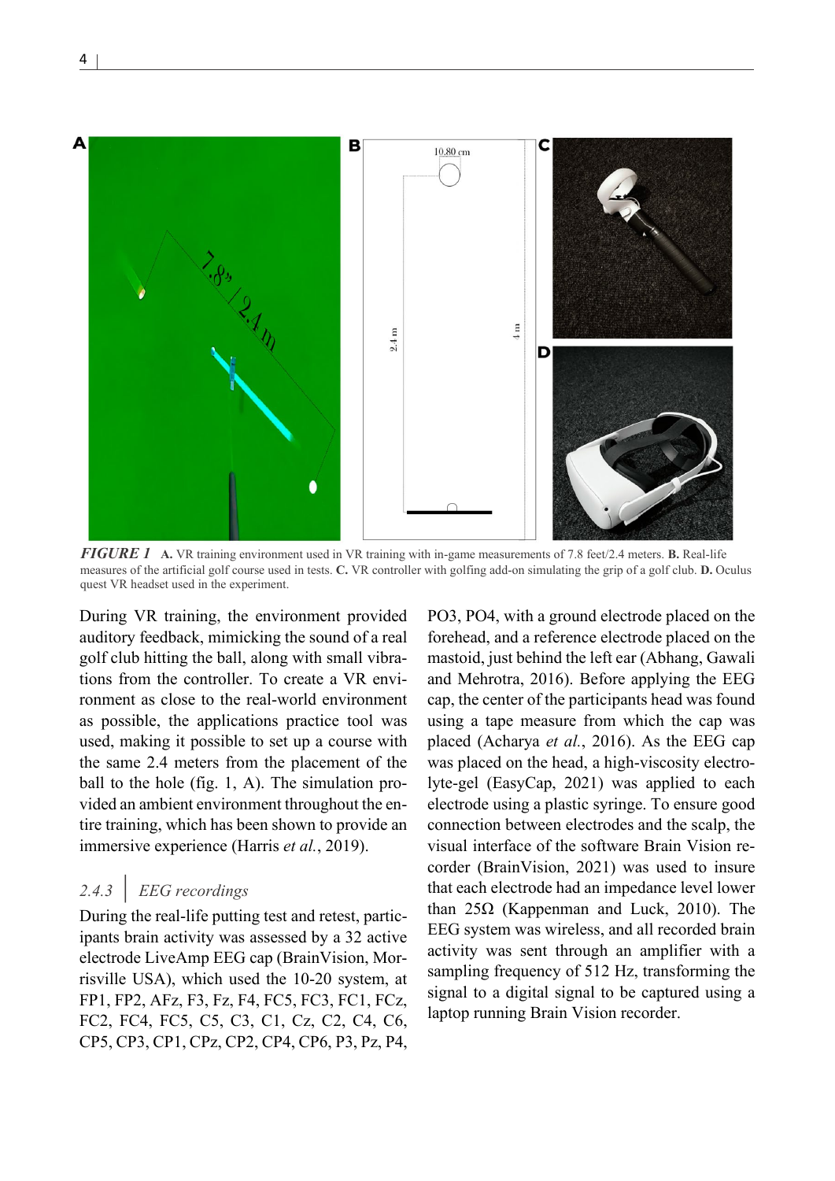*FIGURE 1* **A.** VR training environment used in VR training with in-game measurements of 7.8 feet/2.4 meters. **B.** Real-life measures of the artificial golf course used in tests. **C.** VR controller with golfing add-on simulating the grip of a golf club. **D.** Oculus quest VR headset used in the experiment.

During VR training, the environment provided auditory feedback, mimicking the sound of a real golf club hitting the ball, along with small vibrations from the controller. To create a VR environment as close to the real-world environment as possible, the applications practice tool was used, making it possible to set up a course with the same 2.4 meters from the placement of the ball to the hole (fig. 1, A). The simulation provided an ambient environment throughout the entire training, which has been shown to provide an immersive experience (Harris *et al.*, 2019).

### 2.4.3 | EEG recordings

During the real-life putting test and retest, participants brain activity was assessed by a 32 active electrode LiveAmp EEG cap (BrainVision, Morrisville USA), which used the 10-20 system, at FP1, FP2, AFz, F3, Fz, F4, FC5, FC3, FC1, FCz, FC2, FC4, FC5, C5, C3, C1, Cz, C2, C4, C6, CP5, CP3, CP1, CPz, CP2, CP4, CP6, P3, Pz, P4, PO3, PO4, with a ground electrode placed on the forehead, and a reference electrode placed on the mastoid, just behind the left ear (Abhang, Gawali and Mehrotra, 2016). Before applying the EEG cap, the center of the participants head was found using a tape measure from which the cap was placed (Acharya *et al.*, 2016). As the EEG cap was placed on the head, a high-viscosity electrolyte-gel (EasyCap, 2021) was applied to each electrode using a plastic syringe. To ensure good connection between electrodes and the scalp, the visual interface of the software Brain Vision recorder (BrainVision, 2021) was used to insure that each electrode had an impedance level lower than 25Ω (Kappenman and Luck, 2010). The EEG system was wireless, and all recorded brain activity was sent through an amplifier with a sampling frequency of 512 Hz, transforming the signal to a digital signal to be captured using a laptop running Brain Vision recorder.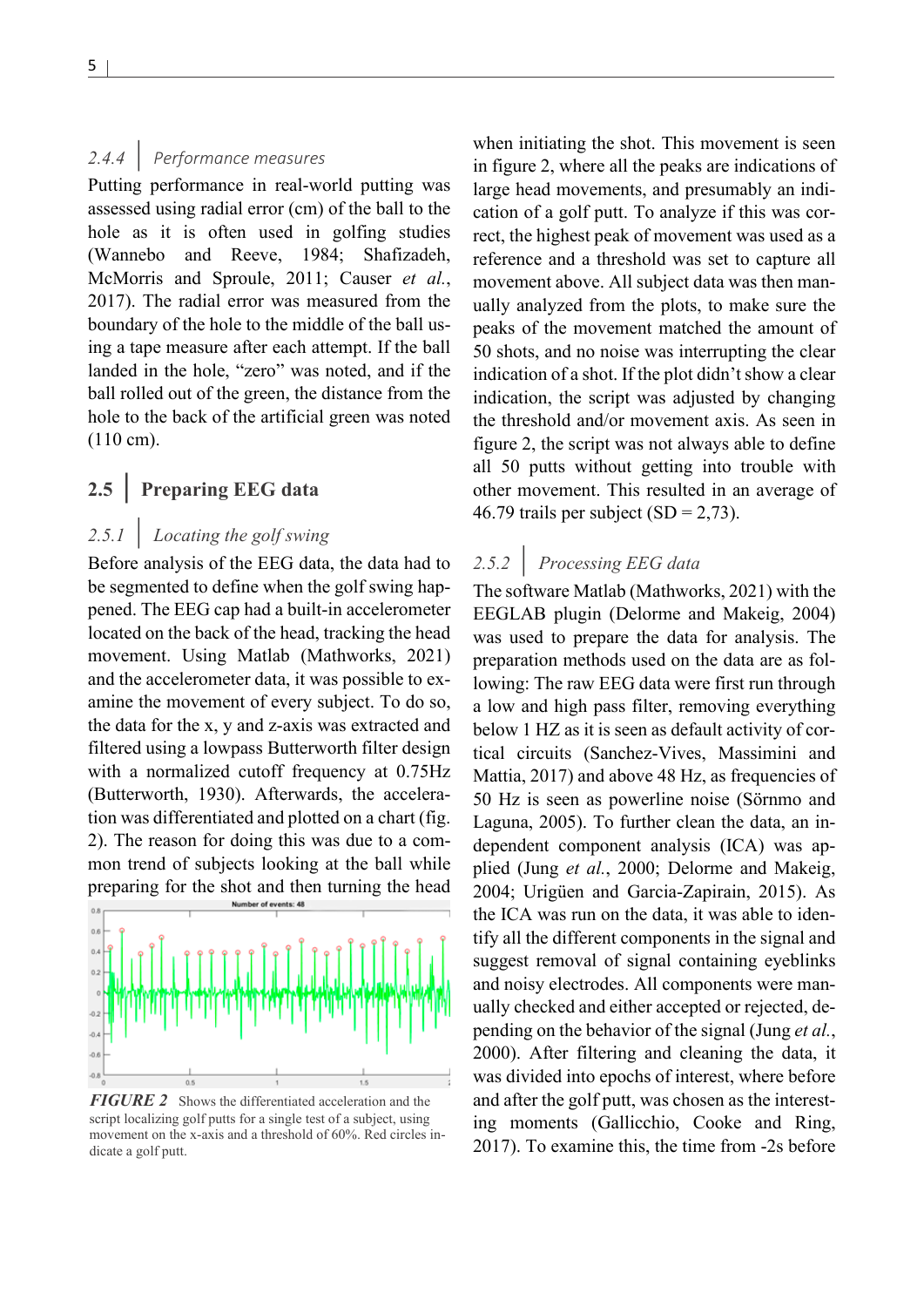#### 2.4.4 | Performance measures

Putting performance in real-world putting was assessed using radial error (cm) of the ball to the hole as it is often used in golfing studies (Wannebo and Reeve, 1984; Shafizadeh, McMorris and Sproule, 2011; Causer *et al.*, 2017). The radial error was measured from the boundary of the hole to the middle of the ball using a tape measure after each attempt. If the ball landed in the hole, "zero" was noted, and if the ball rolled out of the green, the distance from the hole to the back of the artificial green was noted (110 cm).

## 2.5 | Preparing EEG data

#### 2.5.1 | Locating the golf swing

Before analysis of the EEG data, the data had to be segmented to define when the golf swing happened. The EEG cap had a built-in accelerometer located on the back of the head, tracking the head movement. Using Matlab (Mathworks, 2021) and the accelerometer data, it was possible to examine the movement of every subject. To do so, the data for the x, y and z-axis was extracted and filtered using a lowpass Butterworth filter design with a normalized cutoff frequency at 0.75Hz (Butterworth, 1930). Afterwards, the acceleration was differentiated and plotted on a chart (fig. 2). The reason for doing this was due to a common trend of subjects looking at the ball while preparing for the shot and then turning the head when initiating the shot. This movement is seen in figure 2, where all the peaks are indications of large head movements, and presumably an indication of a golf putt. To analyze if this was correct, the highest peak of movement was used as a reference and a threshold was set to capture all movement above. All subject data was then manually analyzed from the plots, to make sure the peaks of the movement matched the amount of 50 shots, and no noise was interrupting the clear indication of a shot. If the plot didn't show a clear indication, the script was adjusted by changing the threshold and/or movement axis. As seen in figure 2, the script was not always able to define all 50 putts without getting into trouble with other movement. This resulted in an average of 46.79 trails per subject (SD = 2,73).

*FIGURE 2* Shows the differentiated acceleration and the script localizing golf putts for a single test of a subject, using movement on the x-axis and a threshold of 60%. Red circles indicate a golf putt.

#### 2.5.2 | Processing EEG data

The software Matlab (Mathworks, 2021) with the EEGLAB plugin (Delorme and Makeig, 2004) was used to prepare the data for analysis. The preparation methods used on the data are as following: The raw EEG data were first run through a low and high pass filter, removing everything below 1 HZ as it is seen as default activity of cortical circuits (Sanchez-Vives, Massimini and Mattia, 2017) and above 48 Hz, as frequencies of 50 Hz is seen as powerline noise (Sörnmo and Laguna, 2005). To further clean the data, an independent component analysis (ICA) was applied (Jung *et al.*, 2000; Delorme and Makeig, 2004; Urigüen and Garcia-Zapirain, 2015). As the ICA was run on the data, it was able to identify all the different components in the signal and suggest removal of signal containing eyeblinks and noisy electrodes. All components were manually checked and either accepted or rejected, depending on the behavior of the signal (Jung *et al.*, 2000). After filtering and cleaning the data, it was divided into epochs of interest, where before and after the golf putt, was chosen as the interesting moments (Gallicchio, Cooke and Ring, 2017). To examine this, the time from -2s before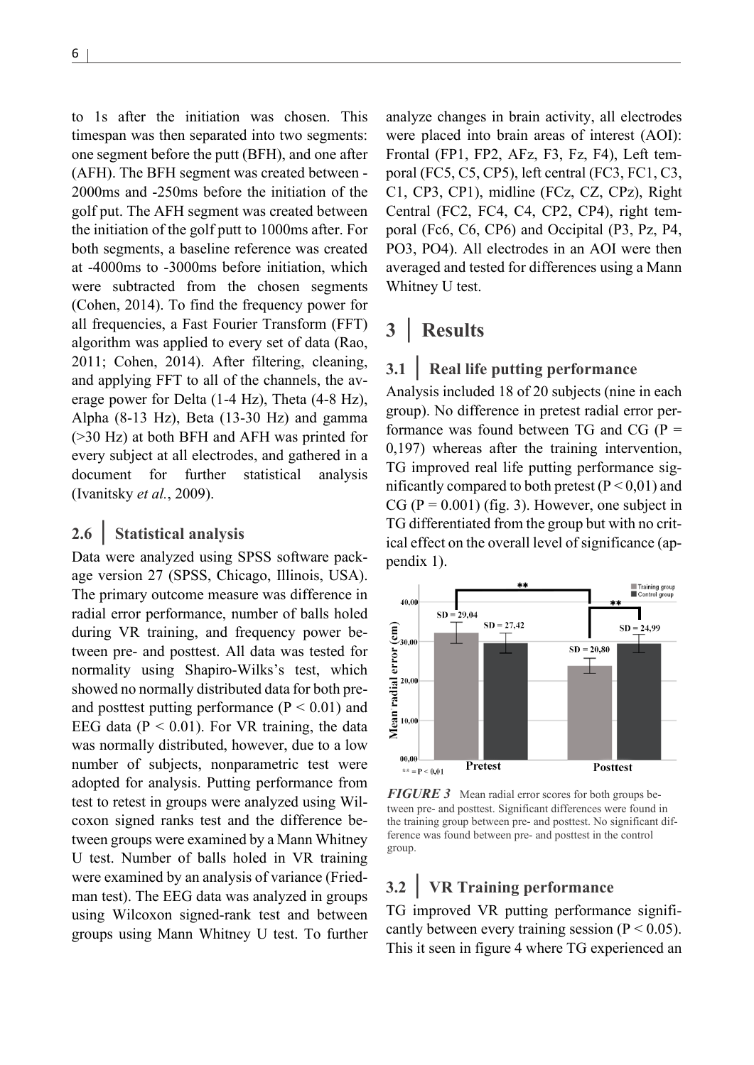to 1s after the initiation was chosen. This timespan was then separated into two segments: one segment before the putt (BFH), and one after (AFH). The BFH segment was created between -2000ms and -250ms before the initiation of the golf put. The AFH segment was created between the initiation of the golf putt to 1000ms after. For both segments, a baseline reference was created at -4000ms to -3000ms before initiation, which were subtracted from the chosen segments (Cohen, 2014). To find the frequency power for all frequencies, a Fast Fourier Transform (FFT) algorithm was applied to every set of data (Rao, 2011; Cohen, 2014). After filtering, cleaning, and applying FFT to all of the channels, the average power for Delta (1-4 Hz), Theta (4-8 Hz), Alpha (8-13 Hz), Beta (13-30 Hz) and gamma (>30 Hz) at both BFH and AFH was printed for every subject at all electrodes, and gathered in a document for further statistical analysis (Ivanitsky *et al.*, 2009).

## 2.6 | Statistical analysis

Data were analyzed using SPSS software package version 27 (SPSS, Chicago, Illinois, USA). The primary outcome measure was difference in radial error performance, number of balls holed during VR training, and frequency power between pre- and posttest. All data was tested for normality using Shapiro-Wilks's test, which showed no normally distributed data for both pre- and posttest putting performance ($P < 0.01$) and EEG data ($P < 0.01$). For VR training, the data was normally distributed, however, due to a low number of subjects, nonparametric test were adopted for analysis. Putting performance from test to retest in groups were analyzed using Wilcoxon signed ranks test and the difference between groups were examined by a Mann Whitney U test. Number of balls holed in VR training were examined by an analysis of variance (Friedman test). The EEG data was analyzed in groups using Wilcoxon signed-rank test and between groups using Mann Whitney U test. To further analyze changes in brain activity, all electrodes were placed into brain areas of interest (AOI): Frontal (FP1, FP2, AFz, F3, Fz, F4), Left temporal (FC5, C5, CP5), left central (FC3, FC1, C3, C1, CP3, CP1), midline (FCz, CZ, CPz), Right Central (FC2, FC4, C4, CP2, CP4), right temporal (Fc6, C6, CP6) and Occipital (P3, Pz, P4, PO3, PO4). All electrodes in an AOI were then averaged and tested for differences using a Mann Whitney U test.

# 3 | Results

## 3.1 | Real life putting performance

Analysis included 18 of 20 subjects (nine in each group). No difference in pretest radial error performance was found between TG and CG ($P = 0{,}197$) whereas after the training intervention, TG improved real life putting performance significantly compared to both pretest ($P < 0{,}01$) and CG ($P = 0.001$) (fig. 3). However, one subject in TG differentiated from the group but with no critical effect on the overall level of significance (appendix 1).

*FIGURE 3* Mean radial error scores for both groups between pre- and posttest. Significant differences were found in the training group between pre- and posttest. No significant difference was found between pre- and posttest in the control group.

## 3.2 | VR Training performance

TG improved VR putting performance significantly between every training session ($P < 0.05$). This it seen in figure 4 where TG experienced an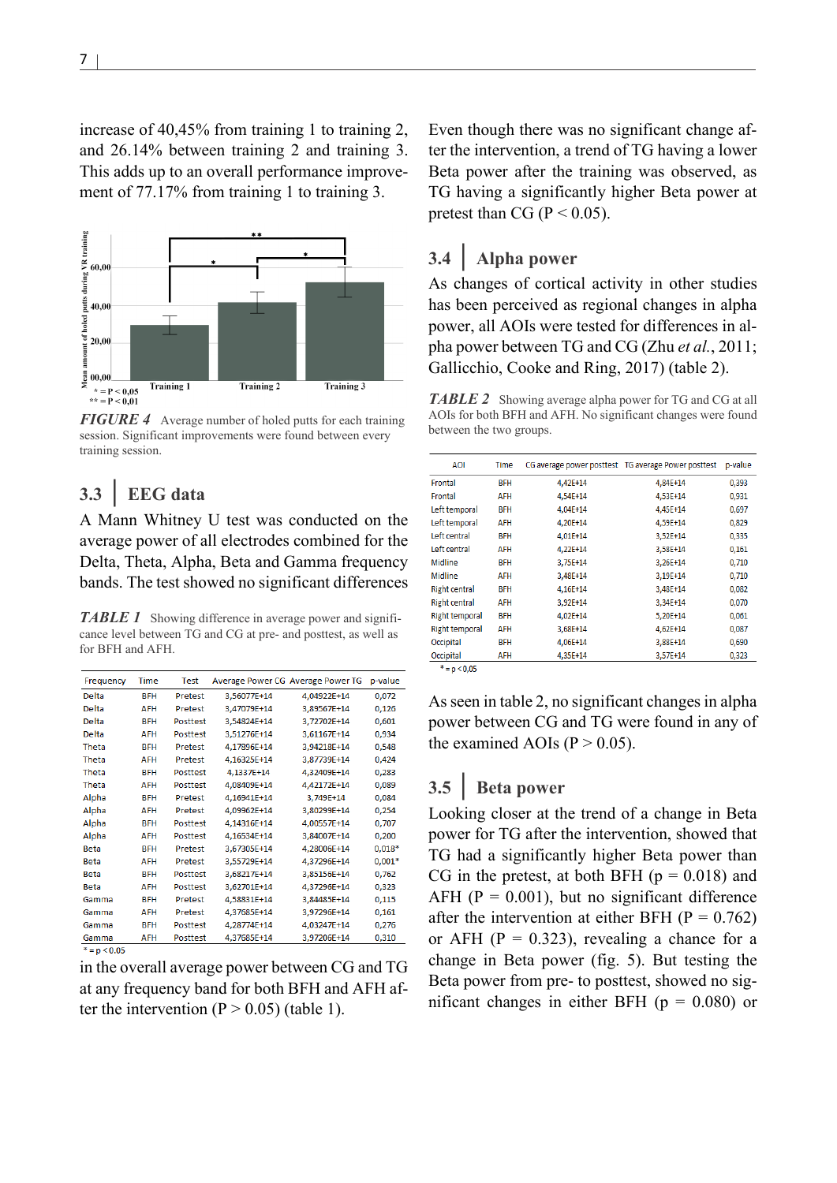increase of 40,45% from training 1 to training 2, and 26.14% between training 2 and training 3. This adds up to an overall performance improvement of 77.17% from training 1 to training 3.

*FIGURE 4* Average number of holed putts for each training session. Significant improvements were found between every training session.

## 3.3 | EEG data

A Mann Whitney U test was conducted on the average power of all electrodes combined for the Delta, Theta, Alpha, Beta and Gamma frequency bands. The test showed no significant differences in the overall average power between CG and TG at any frequency band for both BFH and AFH after the intervention ($P > 0.05$) (table 1).

*TABLE 1* Showing difference in average power and significance level between TG and CG at pre- and posttest, as well as for BFH and AFH.

| Frequency | Time | Test | Average Power CG | Average Power TG | p-value |
|---|---|---|---|---|---|
| Delta | BFH | Pretest | 3,56077E+14 | 4,04922E+14 | 0,072 |
| Delta | AFH | Pretest | 3,47079E+14 | 3,89567E+14 | 0,126 |
| Delta | BFH | Posttest | 3,54824E+14 | 3,72702E+14 | 0,601 |
| Delta | AFH | Posttest | 3,51276E+14 | 3,61167E+14 | 0,934 |
| Theta | BFH | Pretest | 4,17896E+14 | 3,94218E+14 | 0,548 |
| Theta | AFH | Pretest | 4,16325E+14 | 3,87739E+14 | 0,424 |
| Theta | BFH | Posttest | 4,1337E+14 | 4,32409E+14 | 0,283 |
| Theta | AFH | Posttest | 4,08409E+14 | 4,42172E+14 | 0,089 |
| Alpha | BFH | Pretest | 4,16941E+14 | 3,749E+14 | 0,084 |
| Alpha | AFH | Pretest | 4,09962E+14 | 3,80299E+14 | 0,254 |
| Alpha | BFH | Posttest | 4,14316E+14 | 4,00557E+14 | 0,707 |
| Alpha | AFH | Posttest | 4,16534E+14 | 3,84007E+14 | 0,200 |
| Beta | BFH | Pretest | 3,67305E+14 | 4,28006E+14 | 0,018* |
| Beta | AFH | Pretest | 3,55729E+14 | 4,37296E+14 | 0,001* |
| Beta | BFH | Posttest | 3,68217E+14 | 3,85156E+14 | 0,762 |
| Beta | AFH | Posttest | 3,62701E+14 | 4,37296E+14 | 0,323 |
| Gamma | BFH | Pretest | 4,58831E+14 | 3,84485E+14 | 0,115 |
| Gamma | AFH | Pretest | 4,37685E+14 | 3,97296E+14 | 0,161 |
| Gamma | BFH | Posttest | 4,28774E+14 | 4,03247E+14 | 0,276 |
| Gamma | AFH | Posttest | 4,37685E+14 | 3,97206E+14 | 0,310 |

\* = p < 0.05

Even though there was no significant change after the intervention, a trend of TG having a lower Beta power after the training was observed, as TG having a significantly higher Beta power at pretest than CG ($P < 0.05$).

## 3.4 | Alpha power

As changes of cortical activity in other studies has been perceived as regional changes in alpha power, all AOIs were tested for differences in alpha power between TG and CG (Zhu *et al.*, 2011; Gallicchio, Cooke and Ring, 2017) (table 2).

*TABLE 2* Showing average alpha power for TG and CG at all AOIs for both BFH and AFH. No significant changes were found between the two groups.

| AOI | Time | CG average power posttest | TG average Power posttest | p-value |
|---|---|---|---|---|
| Frontal | BFH | 4,42E+14 | 4,84E+14 | 0,393 |
| Frontal | AFH | 4,54E+14 | 4,53E+14 | 0,931 |
| Left temporal | BFH | 4,04E+14 | 4,45E+14 | 0,697 |
| Left temporal | AFH | 4,20E+14 | 4,59E+14 | 0,829 |
| Left central | BFH | 4,01E+14 | 3,52E+14 | 0,335 |
| Left central | AFH | 4,22E+14 | 3,58E+14 | 0,161 |
| Midline | BFH | 3,75E+14 | 3,26E+14 | 0,710 |
| Midline | AFH | 3,48E+14 | 3,19E+14 | 0,710 |
| Right central | BFH | 4,16E+14 | 3,48E+14 | 0,082 |
| Right central | AFH | 3,92E+14 | 3,34E+14 | 0,070 |
| Right temporal | BFH | 4,02E+14 | 5,20E+14 | 0,061 |
| Right temporal | AFH | 3,68E+14 | 4,62E+14 | 0,087 |
| Occipital | BFH | 4,06E+14 | 3,88E+14 | 0,690 |
| Occipital | AFH | 4,35E+14 | 3,57E+14 | 0,323 |

\* = p < 0,05

As seen in table 2, no significant changes in alpha power between CG and TG were found in any of the examined AOIs ($P > 0.05$).

## 3.5 | Beta power

Looking closer at the trend of a change in Beta power for TG after the intervention, showed that TG had a significantly higher Beta power than CG in the pretest, at both BFH ($p = 0.018$) and AFH ($p = 0.001$), but no significant difference after the intervention at either BFH ($P = 0.762$) or AFH ($P = 0.323$), revealing a chance for a change in Beta power (fig. 5). But testing the Beta power from pre- to posttest, showed no significant changes in either BFH ($p = 0.080$) or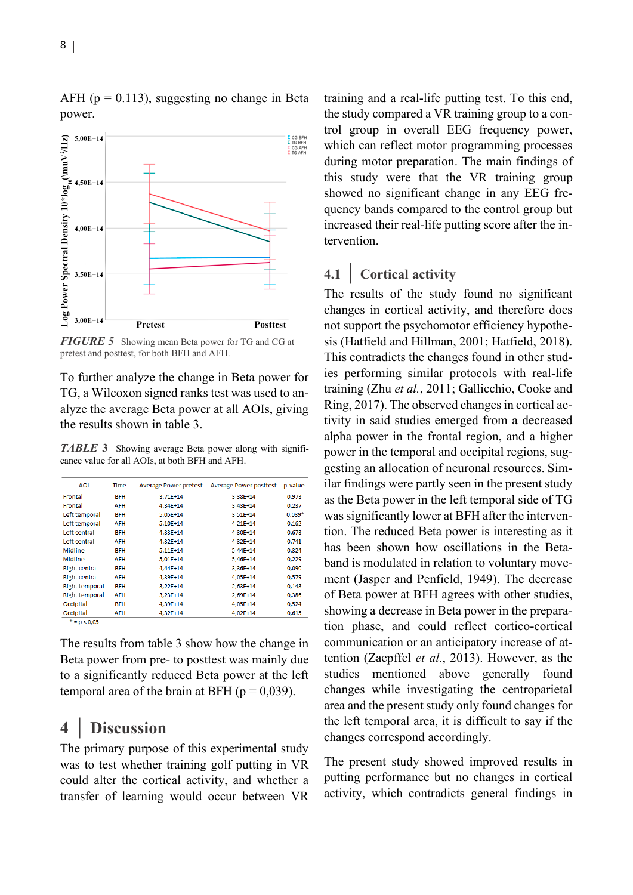AFH (p = 0.113), suggesting no change in Beta power.

*FIGURE 5* Showing mean Beta power for TG and CG at pretest and posttest, for both BFH and AFH.

To further analyze the change in Beta power for TG, a Wilcoxon signed ranks test was used to analyze the average Beta power at all AOIs, giving the results shown in table 3.

*TABLE 3* Showing average Beta power along with significance value for all AOIs, at both BFH and AFH.

| AOI | Time | Average Power pretest | Average Power posttest | p-value |
|---|---|---|---|---|
| Frontal | BFH | 3,71E+14 | 3,38E+14 | 0,973 |
| Frontal | AFH | 4,34E+14 | 3,43E+14 | 0,237 |
| Left temporal | BFH | 5,05E+14 | 3,51E+14 | 0,039* |
| Left temporal | AFH | 5,10E+14 | 4,21E+14 | 0,162 |
| Left central | BFH | 4,33E+14 | 4,30E+14 | 0,673 |
| Left central | AFH | 4,32E+14 | 4,32E+14 | 0,741 |
| Midline | BFH | 5,11E+14 | 5,44E+14 | 0,324 |
| Midline | AFH | 5,01E+14 | 5,46E+14 | 0,229 |
| Right central | BFH | 4,44E+14 | 3,36E+14 | 0,090 |
| Right central | AFH | 4,39E+14 | 4,05E+14 | 0,579 |
| Right temporal | BFH | 3,22E+14 | 2,63E+14 | 0,148 |
| Right temporal | AFH | 3,23E+14 | 2,69E+14 | 0,386 |
| Occipital | BFH | 4,39E+14 | 4,05E+14 | 0,524 |
| Occipital | AFH | 4,32E+14 | 4,02E+14 | 0,615 |

* = p < 0,05

The results from table 3 show how the change in Beta power from pre- to posttest was mainly due to a significantly reduced Beta power at the left temporal area of the brain at BFH (p = 0,039).

# 4 | Discussion

The primary purpose of this experimental study was to test whether training golf putting in VR could alter the cortical activity, and whether a transfer of learning would occur between VR training and a real-life putting test. To this end, the study compared a VR training group to a control group in overall EEG frequency power, which can reflect motor programming processes during motor preparation. The main findings of this study were that the VR training group showed no significant change in any EEG frequency bands compared to the control group but increased their real-life putting score after the intervention.

## 4.1 | Cortical activity

The results of the study found no significant changes in cortical activity, and therefore does not support the psychomotor efficiency hypothesis (Hatfield and Hillman, 2001; Hatfield, 2018). This contradicts the changes found in other studies performing similar protocols with real-life training (Zhu *et al.*, 2011; Gallicchio, Cooke and Ring, 2017). The observed changes in cortical activity in said studies emerged from a decreased alpha power in the frontal region, and a higher power in the temporal and occipital regions, suggesting an allocation of neuronal resources. Similar findings were partly seen in the present study as the Beta power in the left temporal side of TG was significantly lower at BFH after the intervention. The reduced Beta power is interesting as it has been shown how oscillations in the Beta-band is modulated in relation to voluntary movement (Jasper and Penfield, 1949). The decrease of Beta power at BFH agrees with other studies, showing a decrease in Beta power in the preparation phase, and could reflect cortico-cortical communication or an anticipatory increase of attention (Zaepffel *et al.*, 2013). However, as the studies mentioned above generally found changes while investigating the centroparietal area and the present study only found changes for the left temporal area, it is difficult to say if the changes correspond accordingly.

The present study showed improved results in putting performance but no changes in cortical activity, which contradicts general findings in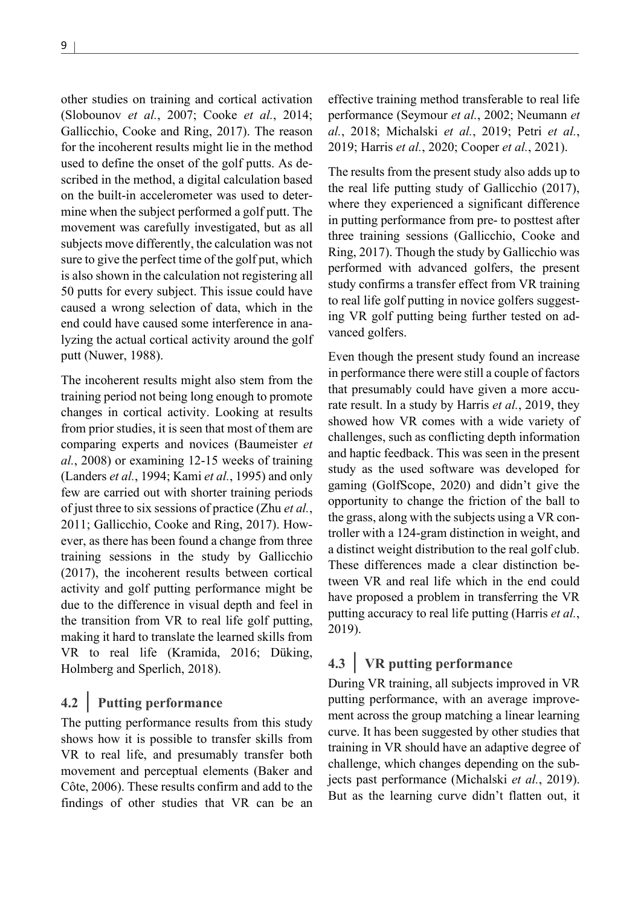other studies on training and cortical activation (Slobounov *et al.*, 2007; Cooke *et al.*, 2014; Gallicchio, Cooke and Ring, 2017). The reason for the incoherent results might lie in the method used to define the onset of the golf putts. As described in the method, a digital calculation based on the built-in accelerometer was used to determine when the subject performed a golf putt. The movement was carefully investigated, but as all subjects move differently, the calculation was not sure to give the perfect time of the golf put, which is also shown in the calculation not registering all 50 putts for every subject. This issue could have caused a wrong selection of data, which in the end could have caused some interference in analyzing the actual cortical activity around the golf putt (Nuwer, 1988).

The incoherent results might also stem from the training period not being long enough to promote changes in cortical activity. Looking at results from prior studies, it is seen that most of them are comparing experts and novices (Baumeister *et al.*, 2008) or examining 12-15 weeks of training (Landers *et al.*, 1994; Kami *et al.*, 1995) and only few are carried out with shorter training periods of just three to six sessions of practice (Zhu *et al.*, 2011; Gallicchio, Cooke and Ring, 2017). However, as there has been found a change from three training sessions in the study by Gallicchio (2017), the incoherent results between cortical activity and golf putting performance might be due to the difference in visual depth and feel in the transition from VR to real life golf putting, making it hard to translate the learned skills from VR to real life (Kramida, 2016; Düking, Holmberg and Sperlich, 2018).

## 4.2 │ Putting performance

The putting performance results from this study shows how it is possible to transfer skills from VR to real life, and presumably transfer both movement and perceptual elements (Baker and Côte, 2006). These results confirm and add to the findings of other studies that VR can be an effective training method transferable to real life performance (Seymour *et al.*, 2002; Neumann *et al.*, 2018; Michalski *et al.*, 2019; Petri *et al.*, 2019; Harris *et al.*, 2020; Cooper *et al.*, 2021).

The results from the present study also adds up to the real life putting study of Gallicchio (2017), where they experienced a significant difference in putting performance from pre- to posttest after three training sessions (Gallicchio, Cooke and Ring, 2017). Though the study by Gallicchio was performed with advanced golfers, the present study confirms a transfer effect from VR training to real life golf putting in novice golfers suggesting VR golf putting being further tested on advanced golfers.

Even though the present study found an increase in performance there were still a couple of factors that presumably could have given a more accurate result. In a study by Harris *et al.*, 2019, they showed how VR comes with a wide variety of challenges, such as conflicting depth information and haptic feedback. This was seen in the present study as the used software was developed for gaming (GolfScope, 2020) and didn't give the opportunity to change the friction of the ball to the grass, along with the subjects using a VR controller with a 124-gram distinction in weight, and a distinct weight distribution to the real golf club. These differences made a clear distinction between VR and real life which in the end could have proposed a problem in transferring the VR putting accuracy to real life putting (Harris *et al.*, 2019).

## 4.3 │ VR putting performance

During VR training, all subjects improved in VR putting performance, with an average improvement across the group matching a linear learning curve. It has been suggested by other studies that training in VR should have an adaptive degree of challenge, which changes depending on the subjects past performance (Michalski *et al.*, 2019). But as the learning curve didn't flatten out, it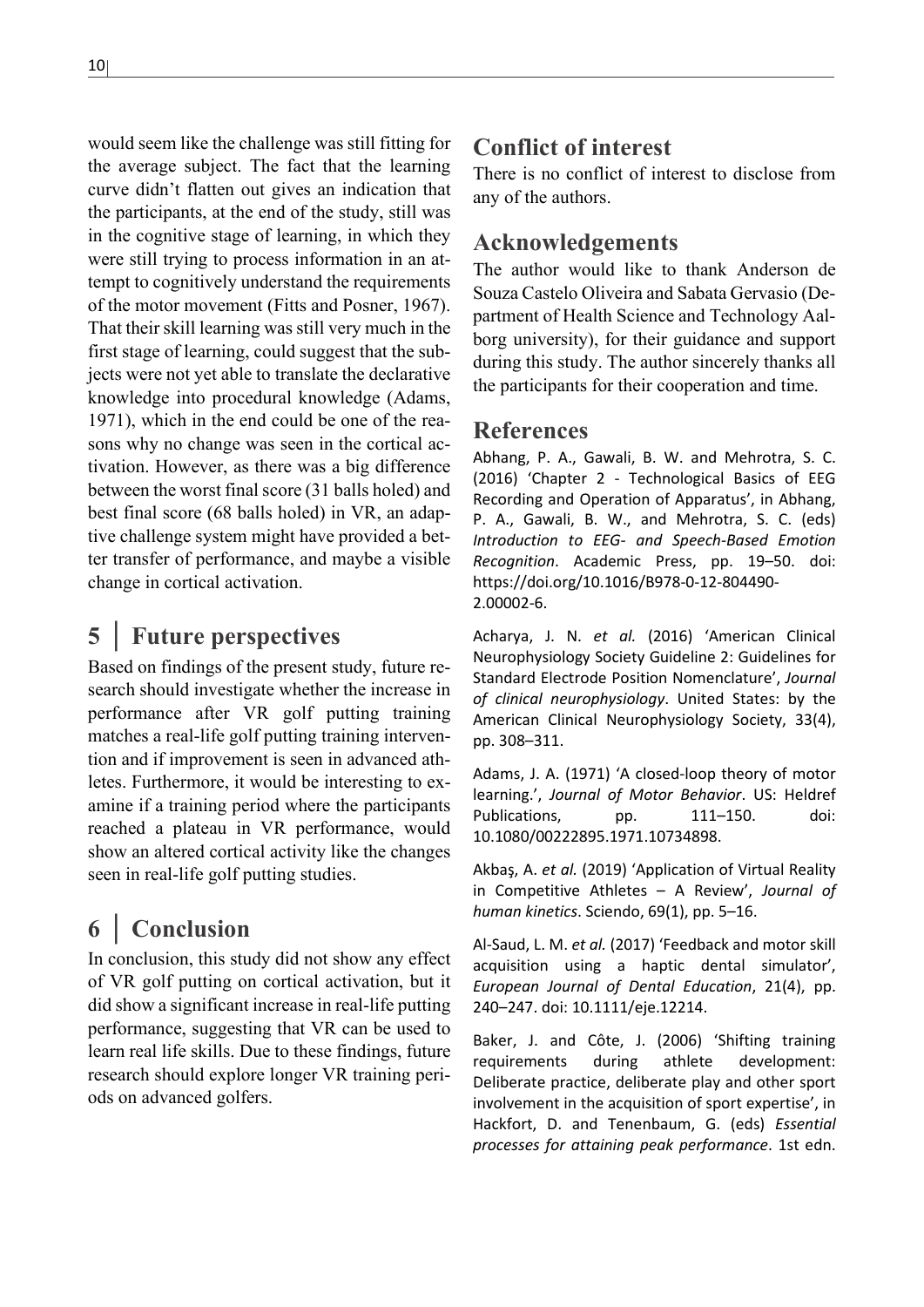would seem like the challenge was still fitting for the average subject. The fact that the learning curve didn't flatten out gives an indication that the participants, at the end of the study, still was in the cognitive stage of learning, in which they were still trying to process information in an attempt to cognitively understand the requirements of the motor movement (Fitts and Posner, 1967). That their skill learning was still very much in the first stage of learning, could suggest that the subjects were not yet able to translate the declarative knowledge into procedural knowledge (Adams, 1971), which in the end could be one of the reasons why no change was seen in the cortical activation. However, as there was a big difference between the worst final score (31 balls holed) and best final score (68 balls holed) in VR, an adaptive challenge system might have provided a better transfer of performance, and maybe a visible change in cortical activation.

# 5 | Future perspectives

Based on findings of the present study, future research should investigate whether the increase in performance after VR golf putting training matches a real-life golf putting training intervention and if improvement is seen in advanced athletes. Furthermore, it would be interesting to examine if a training period where the participants reached a plateau in VR performance, would show an altered cortical activity like the changes seen in real-life golf putting studies.

# 6 | Conclusion

In conclusion, this study did not show any effect of VR golf putting on cortical activation, but it did show a significant increase in real-life putting performance, suggesting that VR can be used to learn real life skills. Due to these findings, future research should explore longer VR training periods on advanced golfers.

## Conflict of interest

There is no conflict of interest to disclose from any of the authors.

## Acknowledgements

The author would like to thank Anderson de Souza Castelo Oliveira and Sabata Gervasio (Department of Health Science and Technology Aalborg university), for their guidance and support during this study. The author sincerely thanks all the participants for their cooperation and time.

## References

Abhang, P. A., Gawali, B. W. and Mehrotra, S. C. (2016) 'Chapter 2 - Technological Basics of EEG Recording and Operation of Apparatus', in Abhang, P. A., Gawali, B. W., and Mehrotra, S. C. (eds) *Introduction to EEG- and Speech-Based Emotion Recognition*. Academic Press, pp. 19–50. doi: https://doi.org/10.1016/B978-0-12-804490-2.00002-6.

Acharya, J. N. *et al.* (2016) 'American Clinical Neurophysiology Society Guideline 2: Guidelines for Standard Electrode Position Nomenclature', *Journal of clinical neurophysiology*. United States: by the American Clinical Neurophysiology Society, 33(4), pp. 308–311.

Adams, J. A. (1971) 'A closed-loop theory of motor learning.', *Journal of Motor Behavior*. US: Heldref Publications, pp. 111–150. doi: 10.1080/00222895.1971.10734898.

Akbaş, A. *et al.* (2019) 'Application of Virtual Reality in Competitive Athletes – A Review', *Journal of human kinetics*. Sciendo, 69(1), pp. 5–16.

Al-Saud, L. M. *et al.* (2017) 'Feedback and motor skill acquisition using a haptic dental simulator', *European Journal of Dental Education*, 21(4), pp. 240–247. doi: 10.1111/eje.12214.

Baker, J. and Côte, J. (2006) 'Shifting training requirements during athlete development: Deliberate practice, deliberate play and other sport involvement in the acquisition of sport expertise', in Hackfort, D. and Tenenbaum, G. (eds) *Essential processes for attaining peak performance*. 1st edn.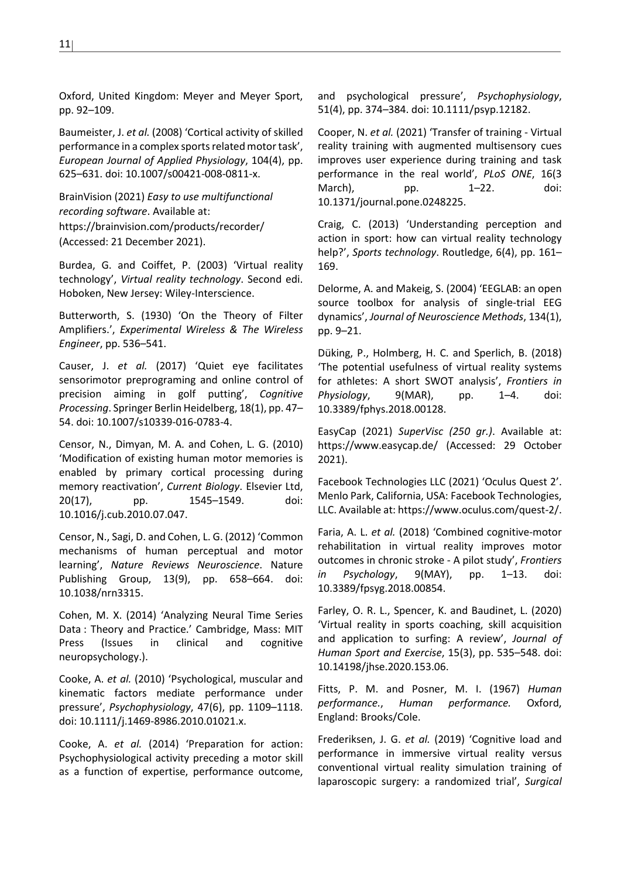Oxford, United Kingdom: Meyer and Meyer Sport, pp. 92–109.

Baumeister, J. *et al.* (2008) 'Cortical activity of skilled performance in a complex sports related motor task', *European Journal of Applied Physiology*, 104(4), pp. 625–631. doi: 10.1007/s00421-008-0811-x.

BrainVision (2021) *Easy to use multifunctional recording software*. Available at: https://brainvision.com/products/recorder/ (Accessed: 21 December 2021).

Burdea, G. and Coiffet, P. (2003) 'Virtual reality technology', *Virtual reality technology*. Second edi. Hoboken, New Jersey: Wiley-Interscience.

Butterworth, S. (1930) 'On the Theory of Filter Amplifiers.', *Experimental Wireless & The Wireless Engineer*, pp. 536–541.

Causer, J. *et al.* (2017) 'Quiet eye facilitates sensorimotor preprograming and online control of precision aiming in golf putting', *Cognitive Processing*. Springer Berlin Heidelberg, 18(1), pp. 47–54. doi: 10.1007/s10339-016-0783-4.

Censor, N., Dimyan, M. A. and Cohen, L. G. (2010) 'Modification of existing human motor memories is enabled by primary cortical processing during memory reactivation', *Current Biology*. Elsevier Ltd, 20(17), pp. 1545–1549. doi: 10.1016/j.cub.2010.07.047.

Censor, N., Sagi, D. and Cohen, L. G. (2012) 'Common mechanisms of human perceptual and motor learning', *Nature Reviews Neuroscience*. Nature Publishing Group, 13(9), pp. 658–664. doi: 10.1038/nrn3315.

Cohen, M. X. (2014) 'Analyzing Neural Time Series Data : Theory and Practice.' Cambridge, Mass: MIT Press (Issues in clinical and cognitive neuropsychology.).

Cooke, A. *et al.* (2010) 'Psychological, muscular and kinematic factors mediate performance under pressure', *Psychophysiology*, 47(6), pp. 1109–1118. doi: 10.1111/j.1469-8986.2010.01021.x.

Cooke, A. *et al.* (2014) 'Preparation for action: Psychophysiological activity preceding a motor skill as a function of expertise, performance outcome, and psychological pressure', *Psychophysiology*, 51(4), pp. 374–384. doi: 10.1111/psyp.12182.

Cooper, N. *et al.* (2021) 'Transfer of training - Virtual reality training with augmented multisensory cues improves user experience during training and task performance in the real world', *PLoS ONE*, 16(3 March), pp. 1–22. doi: 10.1371/journal.pone.0248225.

Craig, C. (2013) 'Understanding perception and action in sport: how can virtual reality technology help?', *Sports technology*. Routledge, 6(4), pp. 161–169.

Delorme, A. and Makeig, S. (2004) 'EEGLAB: an open source toolbox for analysis of single-trial EEG dynamics', *Journal of Neuroscience Methods*, 134(1), pp. 9–21.

Düking, P., Holmberg, H. C. and Sperlich, B. (2018) 'The potential usefulness of virtual reality systems for athletes: A short SWOT analysis', *Frontiers in Physiology*, 9(MAR), pp. 1–4. doi: 10.3389/fphys.2018.00128.

EasyCap (2021) *SuperVisc (250 gr.)*. Available at: https://www.easycap.de/ (Accessed: 29 October 2021).

Facebook Technologies LLC (2021) 'Oculus Quest 2'. Menlo Park, California, USA: Facebook Technologies, LLC. Available at: https://www.oculus.com/quest-2/.

Faria, A. L. *et al.* (2018) 'Combined cognitive-motor rehabilitation in virtual reality improves motor outcomes in chronic stroke - A pilot study', *Frontiers in Psychology*, 9(MAY), pp. 1–13. doi: 10.3389/fpsyg.2018.00854.

Farley, O. R. L., Spencer, K. and Baudinet, L. (2020) 'Virtual reality in sports coaching, skill acquisition and application to surfing: A review', *Journal of Human Sport and Exercise*, 15(3), pp. 535–548. doi: 10.14198/jhse.2020.153.06.

Fitts, P. M. and Posner, M. I. (1967) *Human performance.*, *Human performance.* Oxford, England: Brooks/Cole.

Frederiksen, J. G. *et al.* (2019) 'Cognitive load and performance in immersive virtual reality versus conventional virtual reality simulation training of laparoscopic surgery: a randomized trial', *Surgical*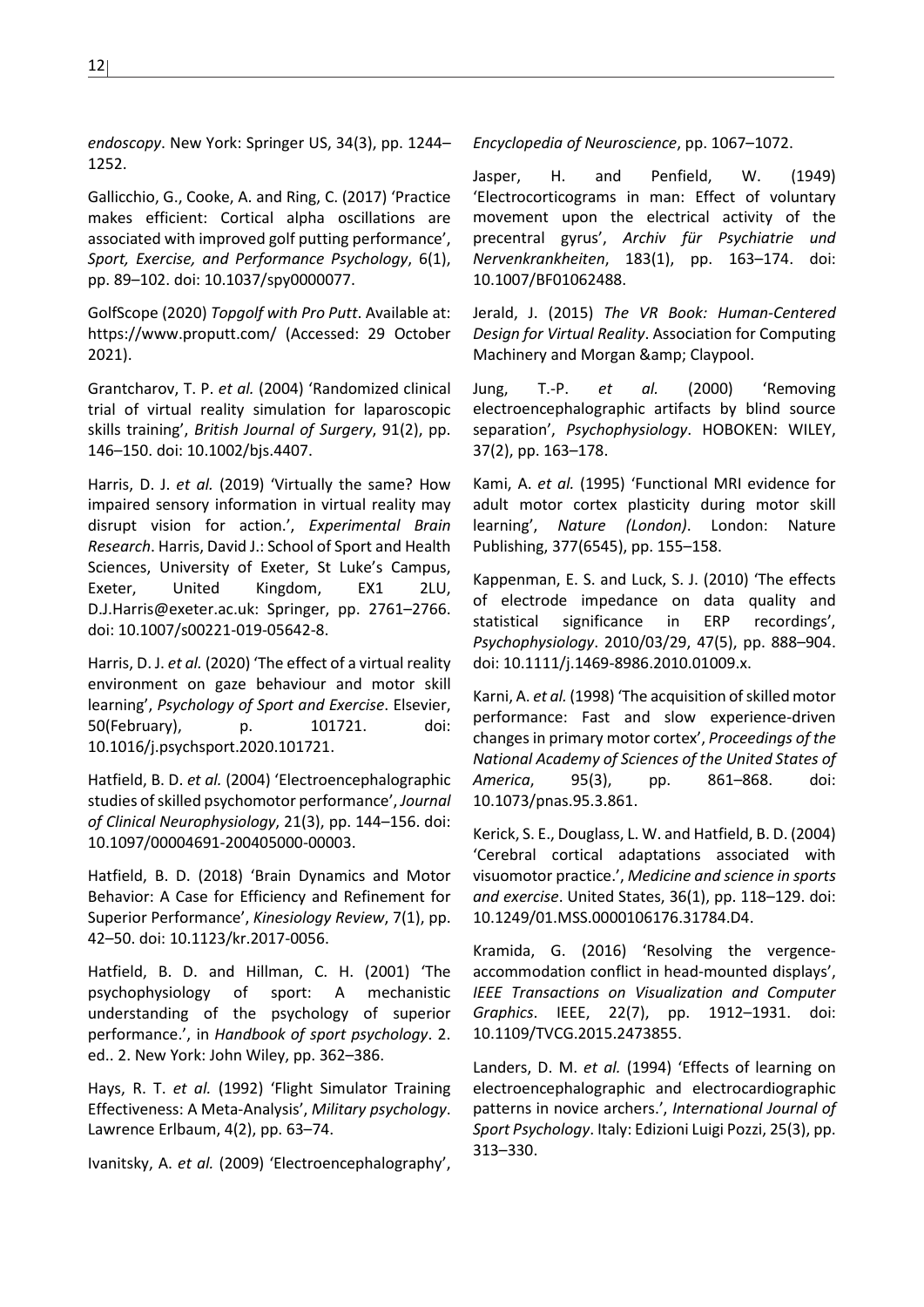*endoscopy*. New York: Springer US, 34(3), pp. 1244–1252.

Gallicchio, G., Cooke, A. and Ring, C. (2017) 'Practice makes efficient: Cortical alpha oscillations are associated with improved golf putting performance', *Sport, Exercise, and Performance Psychology*, 6(1), pp. 89–102. doi: 10.1037/spy0000077.

GolfScope (2020) *Topgolf with Pro Putt*. Available at: https://www.proputt.com/ (Accessed: 29 October 2021).

Grantcharov, T. P. *et al.* (2004) 'Randomized clinical trial of virtual reality simulation for laparoscopic skills training', *British Journal of Surgery*, 91(2), pp. 146–150. doi: 10.1002/bjs.4407.

Harris, D. J. *et al.* (2019) 'Virtually the same? How impaired sensory information in virtual reality may disrupt vision for action.', *Experimental Brain Research*. Harris, David J.: School of Sport and Health Sciences, University of Exeter, St Luke's Campus, Exeter, United Kingdom, EX1 2LU, D.J.Harris@exeter.ac.uk: Springer, pp. 2761–2766. doi: 10.1007/s00221-019-05642-8.

Harris, D. J. *et al.* (2020) 'The effect of a virtual reality environment on gaze behaviour and motor skill learning', *Psychology of Sport and Exercise*. Elsevier, 50(February), p. 101721. doi: 10.1016/j.psychsport.2020.101721.

Hatfield, B. D. *et al.* (2004) 'Electroencephalographic studies of skilled psychomotor performance', *Journal of Clinical Neurophysiology*, 21(3), pp. 144–156. doi: 10.1097/00004691-200405000-00003.

Hatfield, B. D. (2018) 'Brain Dynamics and Motor Behavior: A Case for Efficiency and Refinement for Superior Performance', *Kinesiology Review*, 7(1), pp. 42–50. doi: 10.1123/kr.2017-0056.

Hatfield, B. D. and Hillman, C. H. (2001) 'The psychophysiology of sport: A mechanistic understanding of the psychology of superior performance.', in *Handbook of sport psychology*. 2. ed.. 2. New York: John Wiley, pp. 362–386.

Hays, R. T. *et al.* (1992) 'Flight Simulator Training Effectiveness: A Meta-Analysis', *Military psychology*. Lawrence Erlbaum, 4(2), pp. 63–74.

Ivanitsky, A. *et al.* (2009) 'Electroencephalography', *Encyclopedia of Neuroscience*, pp. 1067–1072.

Jasper, H. and Penfield, W. (1949) 'Electrocorticograms in man: Effect of voluntary movement upon the electrical activity of the precentral gyrus', *Archiv für Psychiatrie und Nervenkrankheiten*, 183(1), pp. 163–174. doi: 10.1007/BF01062488.

Jerald, J. (2015) *The VR Book: Human-Centered Design for Virtual Reality*. Association for Computing Machinery and Morgan &amp; Claypool.

Jung, T.-P. *et al.* (2000) 'Removing electroencephalographic artifacts by blind source separation', *Psychophysiology*. HOBOKEN: WILEY, 37(2), pp. 163–178.

Kami, A. *et al.* (1995) 'Functional MRI evidence for adult motor cortex plasticity during motor skill learning', *Nature (London)*. London: Nature Publishing, 377(6545), pp. 155–158.

Kappenman, E. S. and Luck, S. J. (2010) 'The effects of electrode impedance on data quality and statistical significance in ERP recordings', *Psychophysiology*. 2010/03/29, 47(5), pp. 888–904. doi: 10.1111/j.1469-8986.2010.01009.x.

Karni, A. *et al.* (1998) 'The acquisition of skilled motor performance: Fast and slow experience-driven changes in primary motor cortex', *Proceedings of the National Academy of Sciences of the United States of America*, 95(3), pp. 861–868. doi: 10.1073/pnas.95.3.861.

Kerick, S. E., Douglass, L. W. and Hatfield, B. D. (2004) 'Cerebral cortical adaptations associated with visuomotor practice.', *Medicine and science in sports and exercise*. United States, 36(1), pp. 118–129. doi: 10.1249/01.MSS.0000106176.31784.D4.

Kramida, G. (2016) 'Resolving the vergence-accommodation conflict in head-mounted displays', *IEEE Transactions on Visualization and Computer Graphics*. IEEE, 22(7), pp. 1912–1931. doi: 10.1109/TVCG.2015.2473855.

Landers, D. M. *et al.* (1994) 'Effects of learning on electroencephalographic and electrocardiographic patterns in novice archers.', *International Journal of Sport Psychology*. Italy: Edizioni Luigi Pozzi, 25(3), pp. 313–330.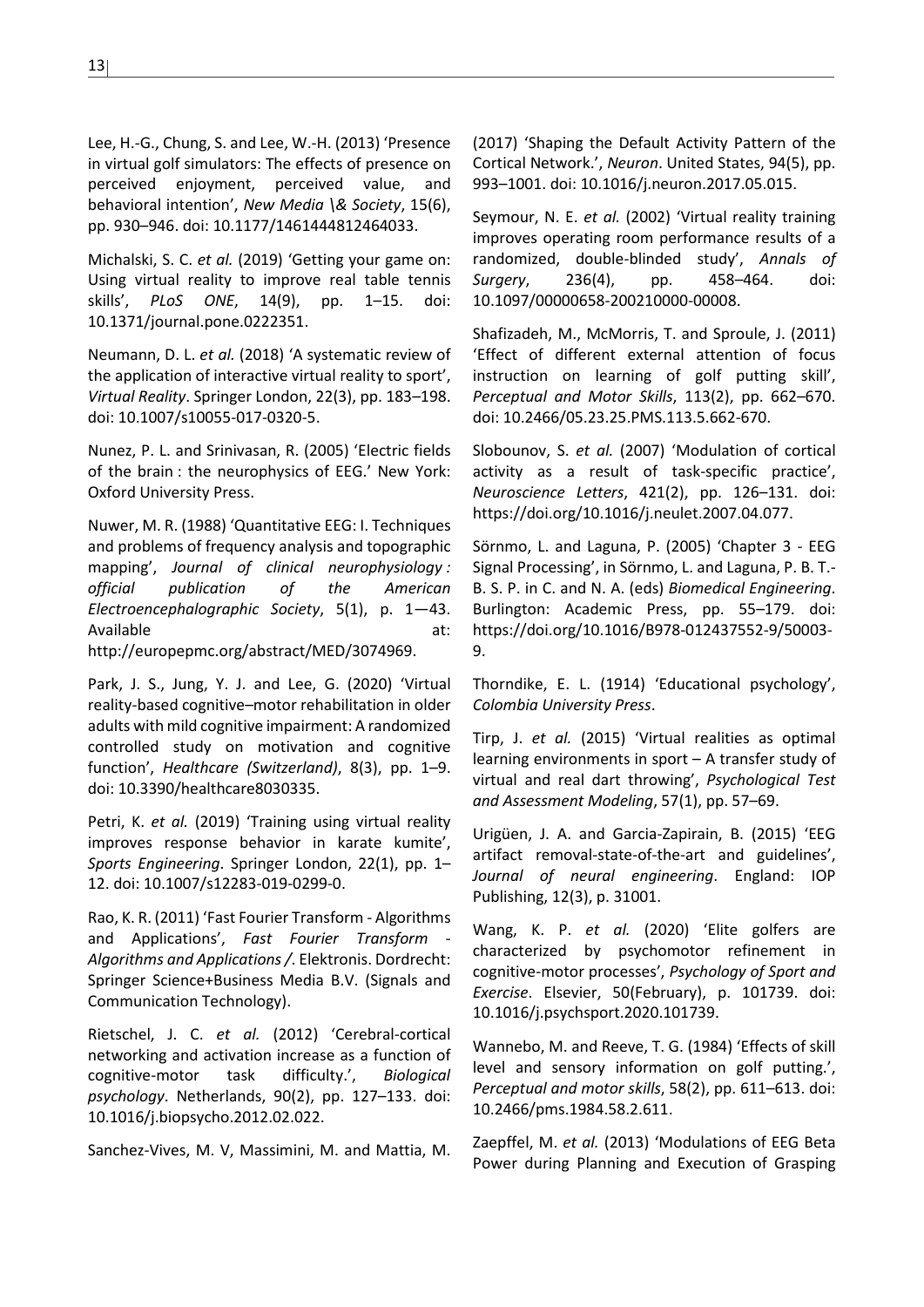Lee, H.-G., Chung, S. and Lee, W.-H. (2013) 'Presence in virtual golf simulators: The effects of presence on perceived enjoyment, perceived value, and behavioral intention', *New Media \& Society*, 15(6), pp. 930–946. doi: 10.1177/1461444812464033.

Michalski, S. C. *et al.* (2019) 'Getting your game on: Using virtual reality to improve real table tennis skills', *PLoS ONE*, 14(9), pp. 1–15. doi: 10.1371/journal.pone.0222351.

Neumann, D. L. *et al.* (2018) 'A systematic review of the application of interactive virtual reality to sport', *Virtual Reality*. Springer London, 22(3), pp. 183–198. doi: 10.1007/s10055-017-0320-5.

Nunez, P. L. and Srinivasan, R. (2005) 'Electric fields of the brain : the neurophysics of EEG.' New York: Oxford University Press.

Nuwer, M. R. (1988) 'Quantitative EEG: I. Techniques and problems of frequency analysis and topographic mapping', *Journal of clinical neurophysiology : official publication of the American Electroencephalographic Society*, 5(1), p. 1—43. Available at: http://europepmc.org/abstract/MED/3074969.

Park, J. S., Jung, Y. J. and Lee, G. (2020) 'Virtual reality-based cognitive–motor rehabilitation in older adults with mild cognitive impairment: A randomized controlled study on motivation and cognitive function', *Healthcare (Switzerland)*, 8(3), pp. 1–9. doi: 10.3390/healthcare8030335.

Petri, K. *et al.* (2019) 'Training using virtual reality improves response behavior in karate kumite', *Sports Engineering*. Springer London, 22(1), pp. 1–12. doi: 10.1007/s12283-019-0299-0.

Rao, K. R. (2011) 'Fast Fourier Transform - Algorithms and Applications', *Fast Fourier Transform - Algorithms and Applications /*. Elektronis. Dordrecht: Springer Science+Business Media B.V. (Signals and Communication Technology).

Rietschel, J. C. *et al.* (2012) 'Cerebral-cortical networking and activation increase as a function of cognitive-motor task difficulty.', *Biological psychology*. Netherlands, 90(2), pp. 127–133. doi: 10.1016/j.biopsycho.2012.02.022.

Sanchez-Vives, M. V, Massimini, M. and Mattia, M. (2017) 'Shaping the Default Activity Pattern of the Cortical Network.', *Neuron*. United States, 94(5), pp. 993–1001. doi: 10.1016/j.neuron.2017.05.015.

Seymour, N. E. *et al.* (2002) 'Virtual reality training improves operating room performance results of a randomized, double-blinded study', *Annals of Surgery*, 236(4), pp. 458–464. doi: 10.1097/00000658-200210000-00008.

Shafizadeh, M., McMorris, T. and Sproule, J. (2011) 'Effect of different external attention of focus instruction on learning of golf putting skill', *Perceptual and Motor Skills*, 113(2), pp. 662–670. doi: 10.2466/05.23.25.PMS.113.5.662-670.

Slobounov, S. *et al.* (2007) 'Modulation of cortical activity as a result of task-specific practice', *Neuroscience Letters*, 421(2), pp. 126–131. doi: https://doi.org/10.1016/j.neulet.2007.04.077.

Sörnmo, L. and Laguna, P. (2005) 'Chapter 3 - EEG Signal Processing', in Sörnmo, L. and Laguna, P. B. T.-B. S. P. in C. and N. A. (eds) *Biomedical Engineering*. Burlington: Academic Press, pp. 55–179. doi: https://doi.org/10.1016/B978-012437552-9/50003-9.

Thorndike, E. L. (1914) 'Educational psychology', *Colombia University Press*.

Tirp, J. *et al.* (2015) 'Virtual realities as optimal learning environments in sport – A transfer study of virtual and real dart throwing', *Psychological Test and Assessment Modeling*, 57(1), pp. 57–69.

Urigüen, J. A. and Garcia-Zapirain, B. (2015) 'EEG artifact removal-state-of-the-art and guidelines', *Journal of neural engineering*. England: IOP Publishing, 12(3), p. 31001.

Wang, K. P. *et al.* (2020) 'Elite golfers are characterized by psychomotor refinement in cognitive-motor processes', *Psychology of Sport and Exercise*. Elsevier, 50(February), p. 101739. doi: 10.1016/j.psychsport.2020.101739.

Wannebo, M. and Reeve, T. G. (1984) 'Effects of skill level and sensory information on golf putting.', *Perceptual and motor skills*, 58(2), pp. 611–613. doi: 10.2466/pms.1984.58.2.611.

Zaepffel, M. *et al.* (2013) 'Modulations of EEG Beta Power during Planning and Execution of Grasping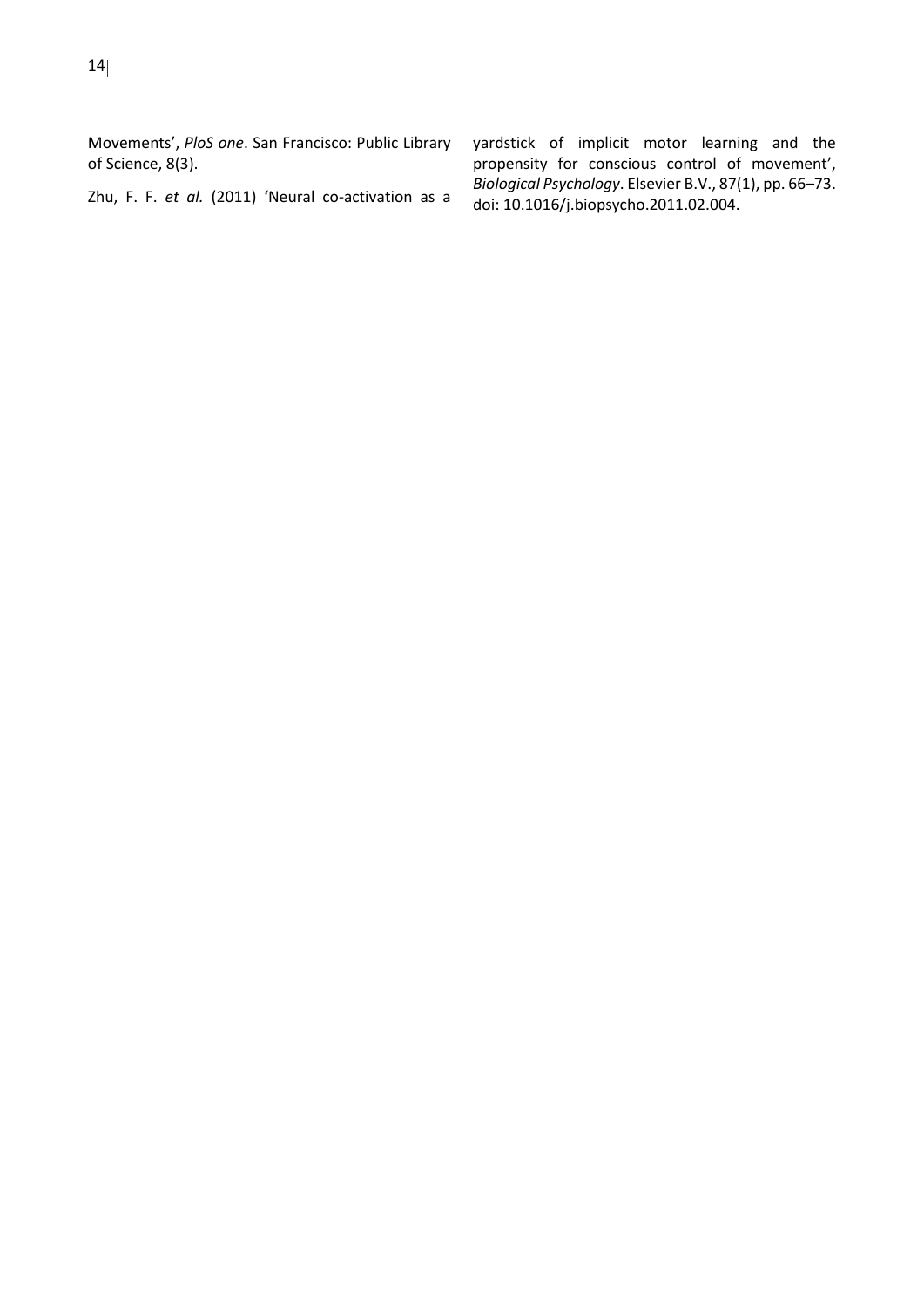Movements', *PloS one*. San Francisco: Public Library of Science, 8(3).

Zhu, F. F. *et al.* (2011) 'Neural co-activation as a yardstick of implicit motor learning and the propensity for conscious control of movement', *Biological Psychology*. Elsevier B.V., 87(1), pp. 66–73. doi: 10.1016/j.biopsycho.2011.02.004.